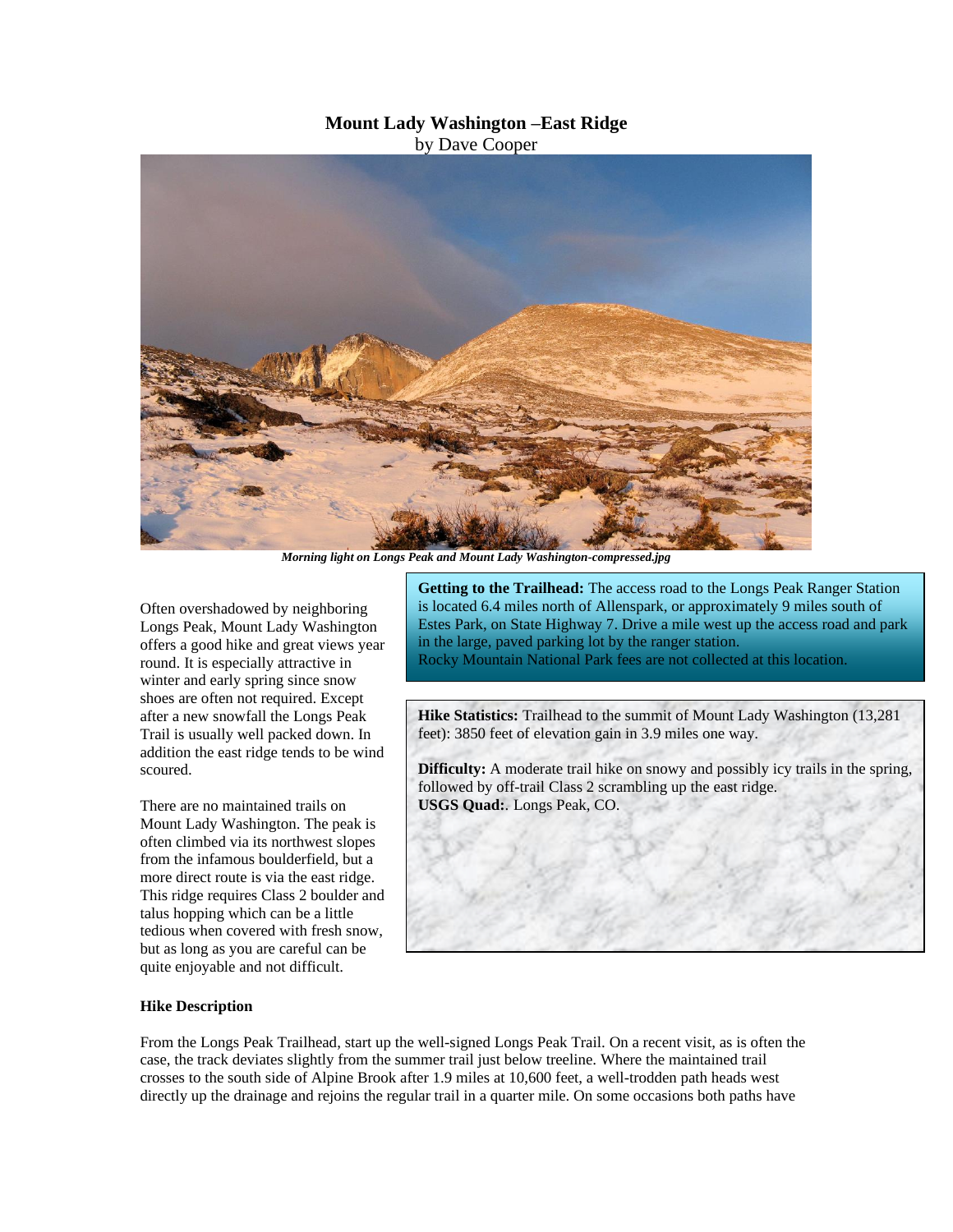# Mount Lady Washington –East Ridge

by Dave Cooper

*Morning light on Longs Peak and Mount Lady Washington-compressed.jpg*

Often overshadowed by neighboring Longs Peak, Mount Lady Washington offers a good hike and great views year round. It is especially attractive in winter and early spring since snow shoes are often not required. Except after a new snowfall the Longs Peak Trail is usually well packed down. In addition the east ridge tends to be wind scoured.

There are no maintained trails on Mount Lady Washington. The peak is often climbed via its northwest slopes from the infamous boulderfield, but a more direct route is via the east ridge. This ridge requires Class 2 boulder and talus hopping which can be a little tedious when covered with fresh snow, but as long as you are careful can be quite enjoyable and not difficult.

**Getting to the Trailhead:** The access road to the Longs Peak Ranger Station is located 6.4 miles north of Allenspark, or approximately 9 miles south of Estes Park, on State Highway 7. Drive a mile west up the access road and park in the large, paved parking lot by the ranger station.
Rocky Mountain National Park fees are not collected at this location.

**Hike Statistics:** Trailhead to the summit of Mount Lady Washington (13,281 feet): 3850 feet of elevation gain in 3.9 miles one way.

**Difficulty:** A moderate trail hike on snowy and possibly icy trails in the spring, followed by off-trail Class 2 scrambling up the east ridge.
**USGS Quad:**. Longs Peak, CO.

**Hike Description**

From the Longs Peak Trailhead, start up the well-signed Longs Peak Trail. On a recent visit, as is often the case, the track deviates slightly from the summer trail just below treeline. Where the maintained trail crosses to the south side of Alpine Brook after 1.9 miles at 10,600 feet, a well-trodden path heads west directly up the drainage and rejoins the regular trail in a quarter mile. On some occasions both paths have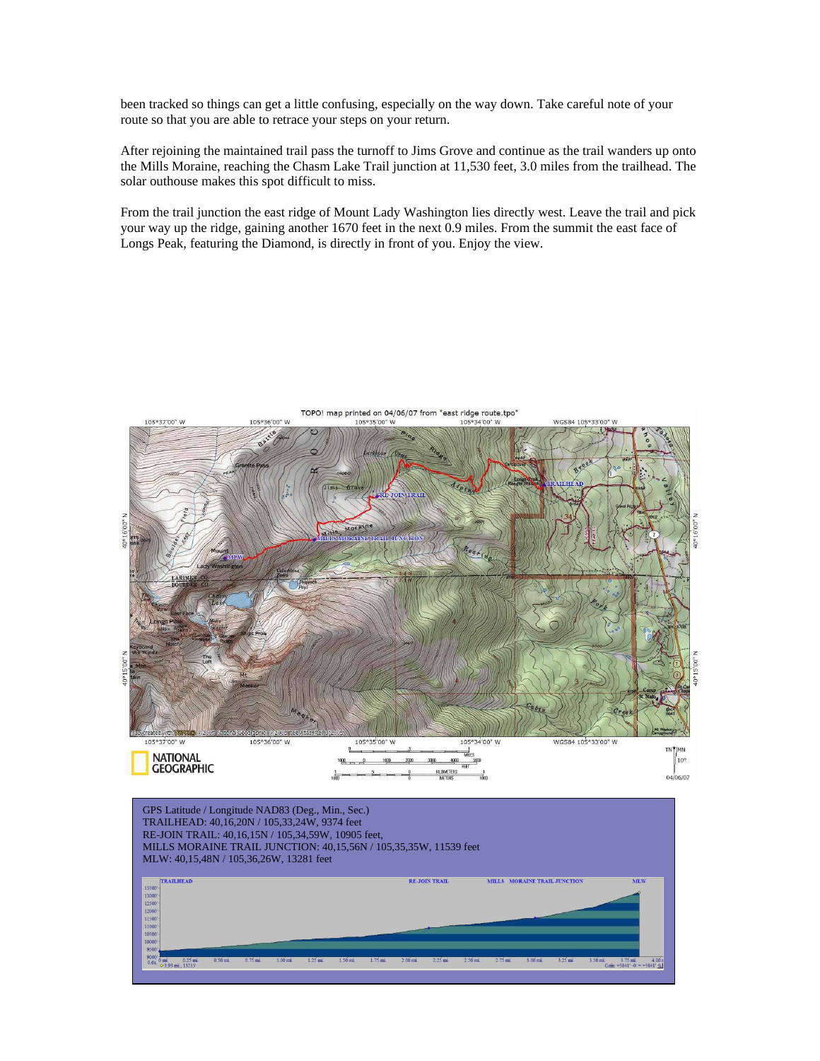been tracked so things can get a little confusing, especially on the way down. Take careful note of your route so that you are able to retrace your steps on your return.

After rejoining the maintained trail pass the turnoff to Jims Grove and continue as the trail wanders up onto the Mills Moraine, reaching the Chasm Lake Trail junction at 11,530 feet, 3.0 miles from the trailhead. The solar outhouse makes this spot difficult to miss.

From the trail junction the east ridge of Mount Lady Washington lies directly west. Leave the trail and pick your way up the ridge, gaining another 1670 feet in the next 0.9 miles. From the summit the east face of Longs Peak, featuring the Diamond, is directly in front of you. Enjoy the view.

GPS Latitude / Longitude NAD83 (Deg., Min., Sec.)
TRAILHEAD: 40,16,20N / 105,33,24W, 9374 feet
RE-JOIN TRAIL: 40,16,15N / 105,34,59W, 10905 feet,
MILLS MORAINE TRAIL JUNCTION: 40,15,56N / 105,35,35W, 11539 feet
MLW: 40,15,48N / 105,36,26W, 13281 feet